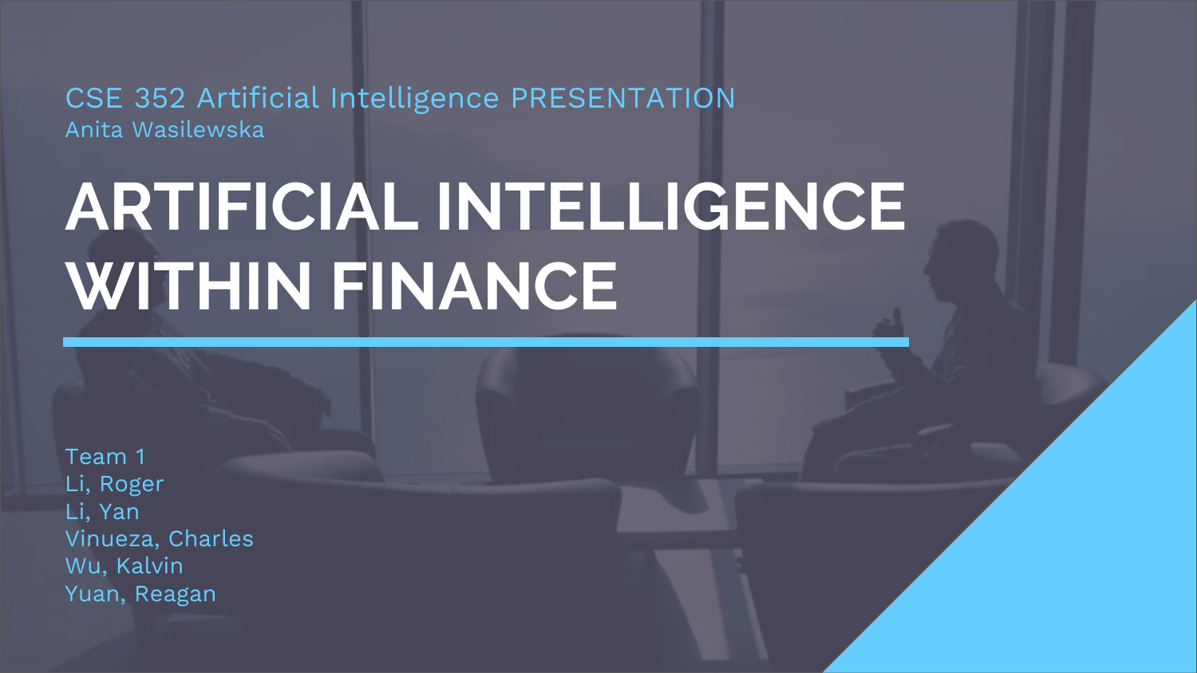CSE 352 Artificial Intelligence PRESENTATION

Anita Wasilewska

# ARTIFICIAL INTELLIGENCE WITHIN FINANCE

Team 1

Li, Roger

Li, Yan

Vinueza, Charles

Wu, Kalvin

Yuan, Reagan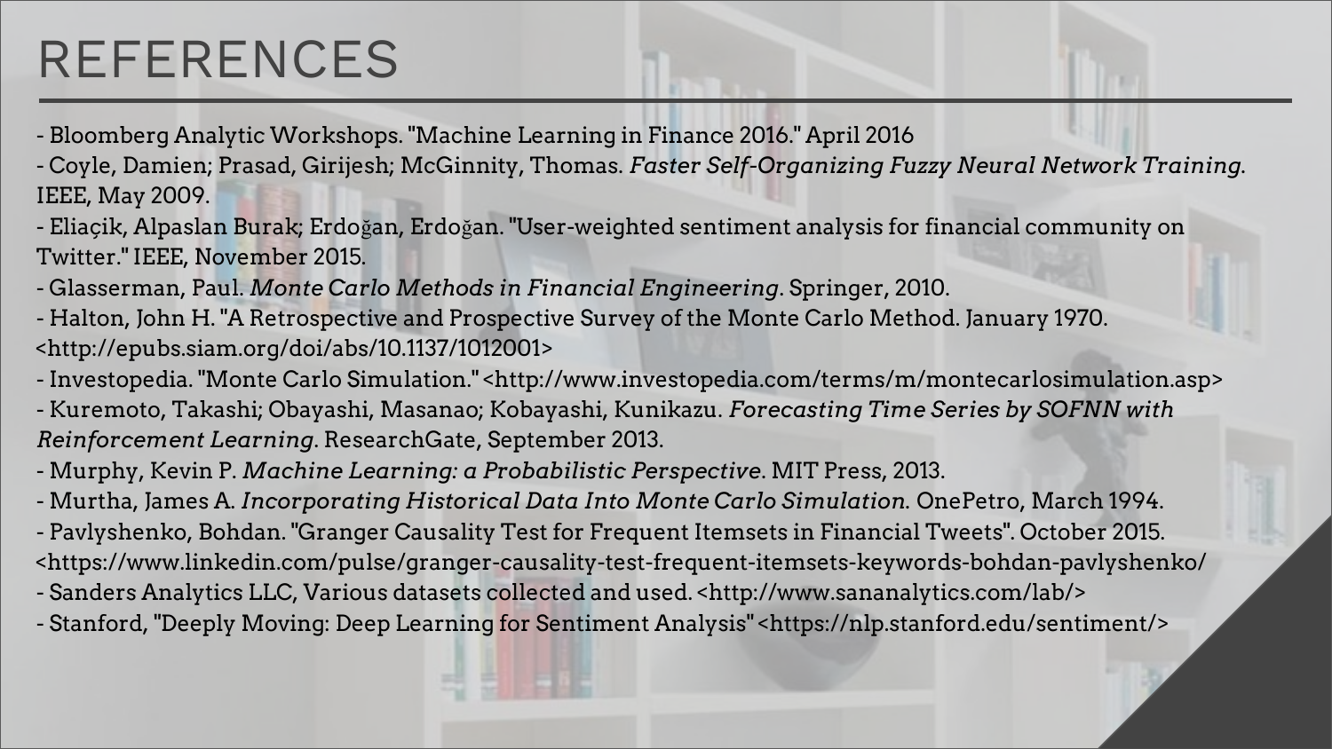# REFERENCES

- Bloomberg Analytic Workshops. "Machine Learning in Finance 2016." April 2016
- Coyle, Damien; Prasad, Girijesh; McGinnity, Thomas. *Faster Self-Organizing Fuzzy Neural Network Training*. IEEE, May 2009.
- Eliaçik, Alpaslan Burak; Erdoğan, Erdoğan. "User-weighted sentiment analysis for financial community on Twitter." IEEE, November 2015.
- Glasserman, Paul. *Monte Carlo Methods in Financial Engineering*. Springer, 2010.
- Halton, John H. "A Retrospective and Prospective Survey of the Monte Carlo Method. January 1970. <http://epubs.siam.org/doi/abs/10.1137/1012001>
- Investopedia. "Monte Carlo Simulation." <http://www.investopedia.com/terms/m/montecarlosimulation.asp>
- Kuremoto, Takashi; Obayashi, Masanao; Kobayashi, Kunikazu. *Forecasting Time Series by SOFNN with Reinforcement Learning*. ResearchGate, September 2013.
- Murphy, Kevin P. *Machine Learning: a Probabilistic Perspective*. MIT Press, 2013.
- Murtha, James A. *Incorporating Historical Data Into Monte Carlo Simulation.* OnePetro, March 1994.
- Pavlyshenko, Bohdan. "Granger Causality Test for Frequent Itemsets in Financial Tweets". October 2015. <https://www.linkedin.com/pulse/granger-causality-test-frequent-itemsets-keywords-bohdan-pavlyshenko/
- Sanders Analytics LLC, Various datasets collected and used. <http://www.sananalytics.com/lab/>
- Stanford, "Deeply Moving: Deep Learning for Sentiment Analysis" <https://nlp.stanford.edu/sentiment/>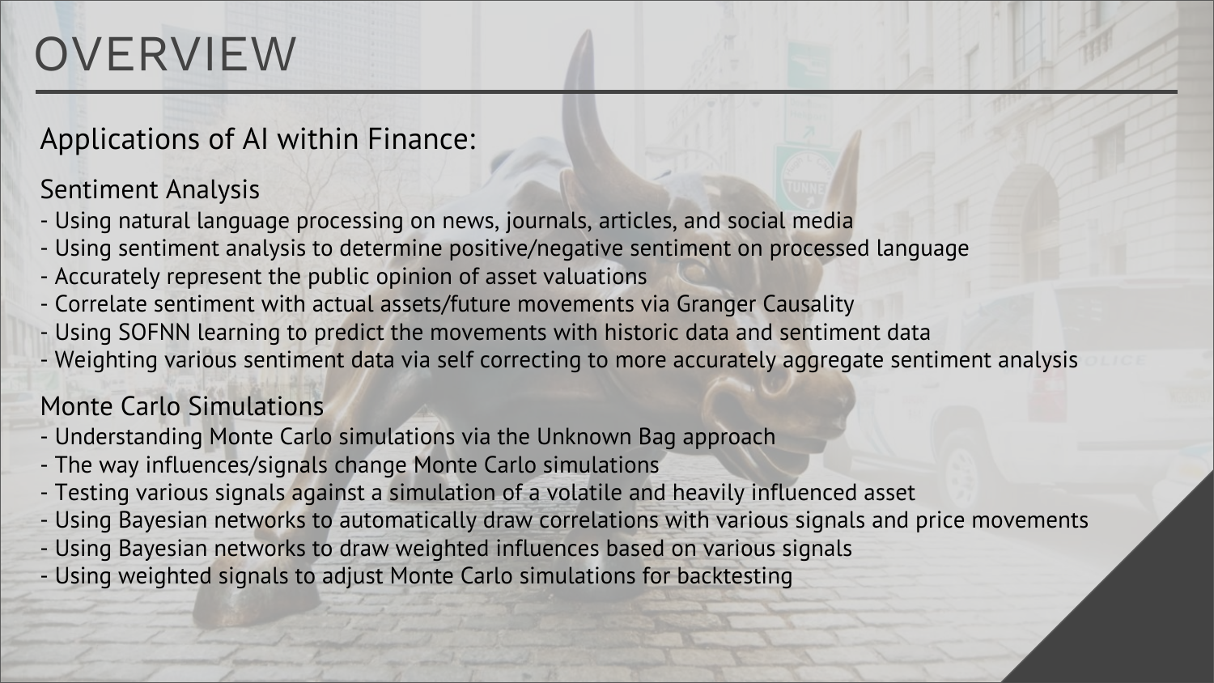# OVERVIEW

## Applications of AI within Finance:

### Sentiment Analysis

- Using natural language processing on news, journals, articles, and social media
- Using sentiment analysis to determine positive/negative sentiment on processed language
- Accurately represent the public opinion of asset valuations
- Correlate sentiment with actual assets/future movements via Granger Causality
- Using SOFNN learning to predict the movements with historic data and sentiment data
- Weighting various sentiment data via self correcting to more accurately aggregate sentiment analysis

### Monte Carlo Simulations

- Understanding Monte Carlo simulations via the Unknown Bag approach
- The way influences/signals change Monte Carlo simulations
- Testing various signals against a simulation of a volatile and heavily influenced asset
- Using Bayesian networks to automatically draw correlations with various signals and price movements
- Using Bayesian networks to draw weighted influences based on various signals
- Using weighted signals to adjust Monte Carlo simulations for backtesting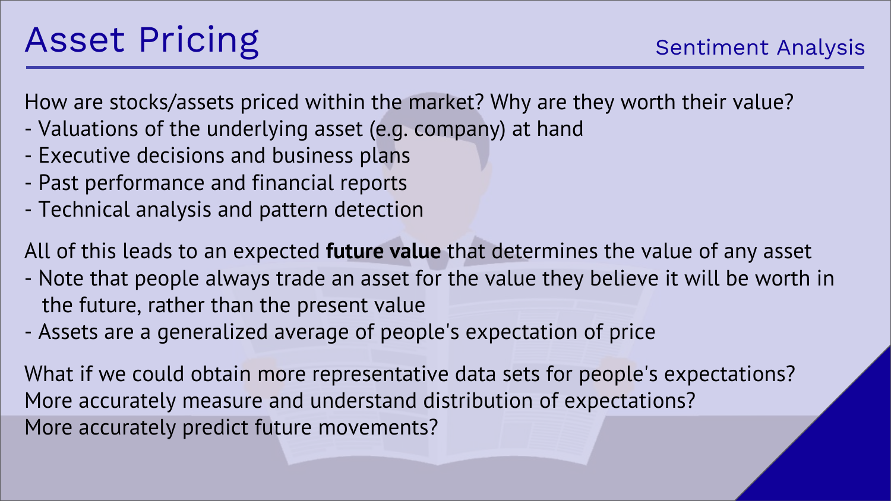# Asset Pricing

Sentiment Analysis

How are stocks/assets priced within the market? Why are they worth their value?

- Valuations of the underlying asset (e.g. company) at hand
- Executive decisions and business plans
- Past performance and financial reports
- Technical analysis and pattern detection

All of this leads to an expected **future value** that determines the value of any asset

- Note that people always trade an asset for the value they believe it will be worth in the future, rather than the present value
- Assets are a generalized average of people's expectation of price

What if we could obtain more representative data sets for people's expectations?
More accurately measure and understand distribution of expectations?
More accurately predict future movements?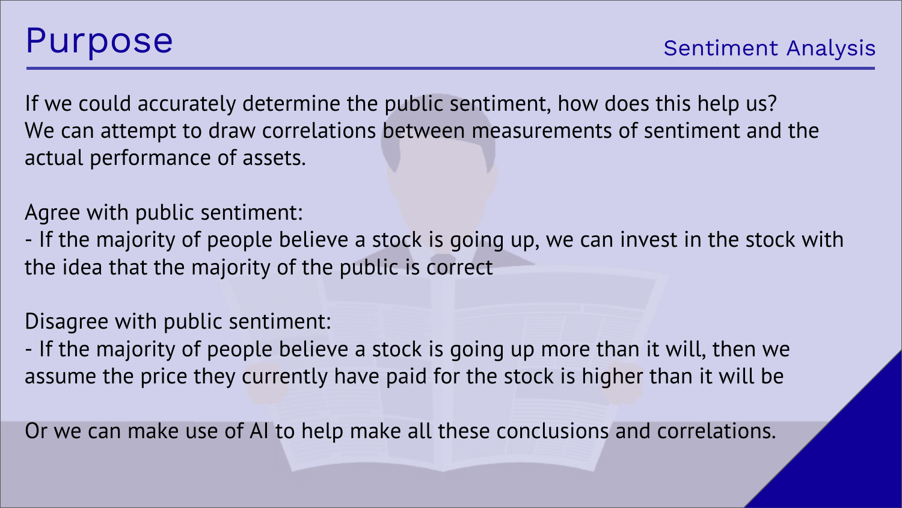# Purpose

Sentiment Analysis

If we could accurately determine the public sentiment, how does this help us?
We can attempt to draw correlations between measurements of sentiment and the actual performance of assets.

Agree with public sentiment:
- If the majority of people believe a stock is going up, we can invest in the stock with the idea that the majority of the public is correct

Disagree with public sentiment:
- If the majority of people believe a stock is going up more than it will, then we assume the price they currently have paid for the stock is higher than it will be

Or we can make use of AI to help make all these conclusions and correlations.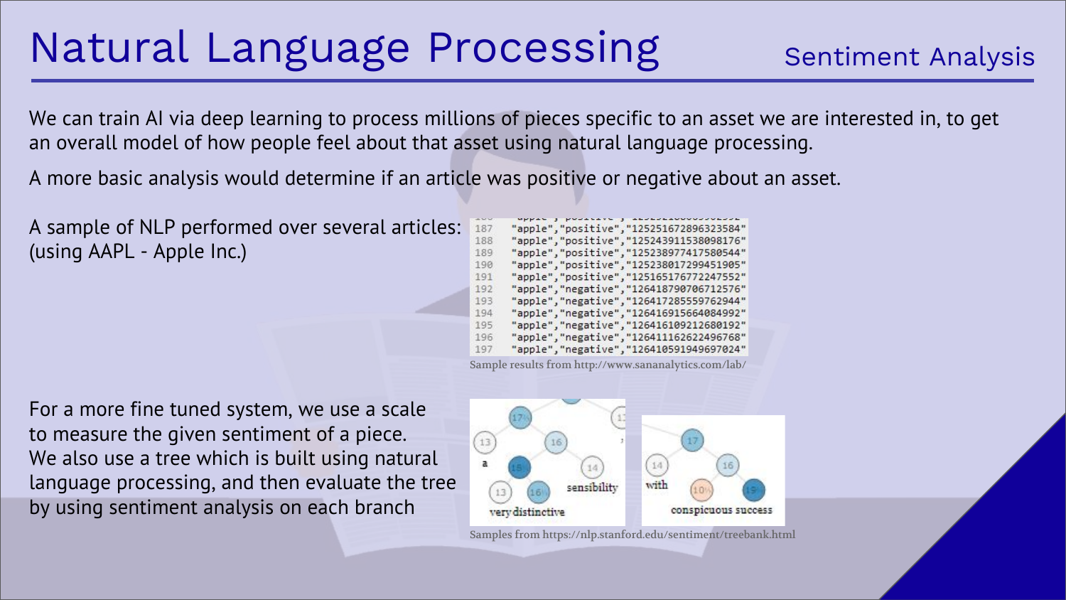# Natural Language Processing

## Sentiment Analysis

We can train AI via deep learning to process millions of pieces specific to an asset we are interested in, to get an overall model of how people feel about that asset using natural language processing.

A more basic analysis would determine if an article was positive or negative about an asset.

A sample of NLP performed over several articles: (using AAPL - Apple Inc.)

```
187  "apple","positive","125251672896323584"
188  "apple","positive","125243911538098176"
189  "apple","positive","125238977417580544"
190  "apple","positive","125238017299451905"
191  "apple","positive","125165176772247552"
192  "apple","negative","126418790706712576"
193  "apple","negative","126417285559762944"
194  "apple","negative","126416915664084992"
195  "apple","negative","126416109212680192"
196  "apple","negative","126411162622496768"
197  "apple","negative","126410591949697024"
```

Sample results from http://www.sananalytics.com/lab/

For a more fine tuned system, we use a scale to measure the given sentiment of a piece. We also use a tree which is built using natural language processing, and then evaluate the tree by using sentiment analysis on each branch

Samples from https://nlp.stanford.edu/sentiment/treebank.html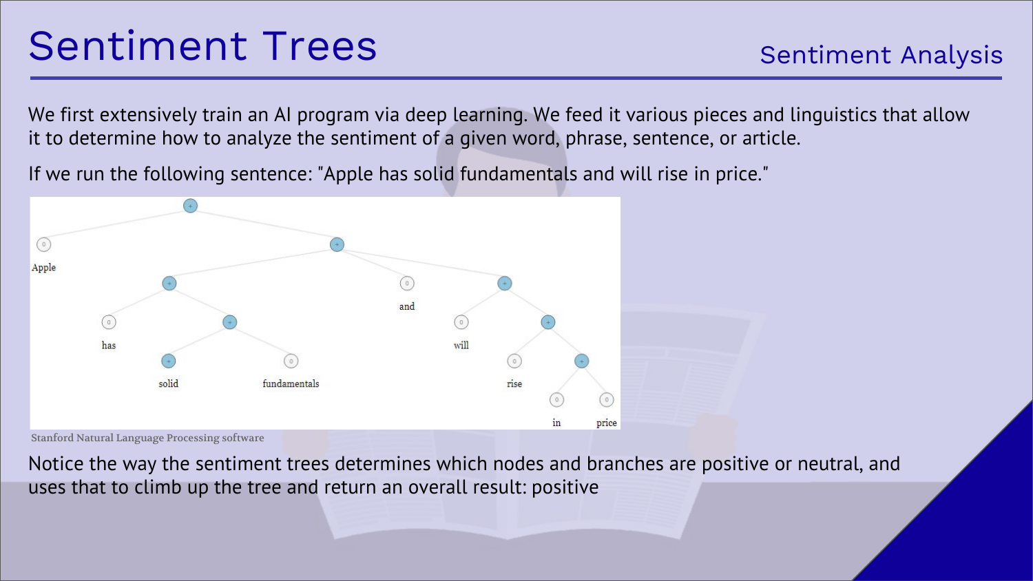# Sentiment Trees

## Sentiment Analysis

We first extensively train an AI program via deep learning. We feed it various pieces and linguistics that allow it to determine how to analyze the sentiment of a given word, phrase, sentence, or article.

If we run the following sentence: "Apple has solid fundamentals and will rise in price."

Stanford Natural Language Processing software

Notice the way the sentiment trees determines which nodes and branches are positive or neutral, and uses that to climb up the tree and return an overall result: positive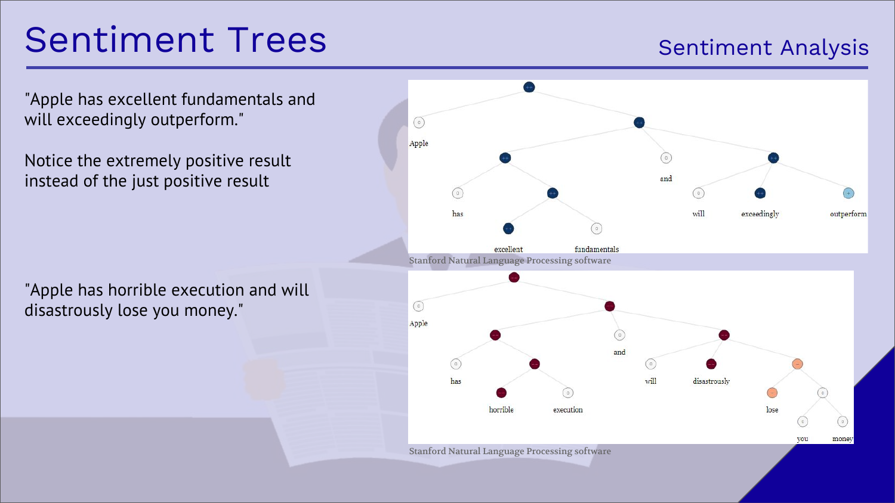# Sentiment Trees

## Sentiment Analysis

"Apple has excellent fundamentals and will exceedingly outperform."

Notice the extremely positive result instead of the just positive result

Stanford Natural Language Processing software

"Apple has horrible execution and will disastrously lose you money."

Stanford Natural Language Processing software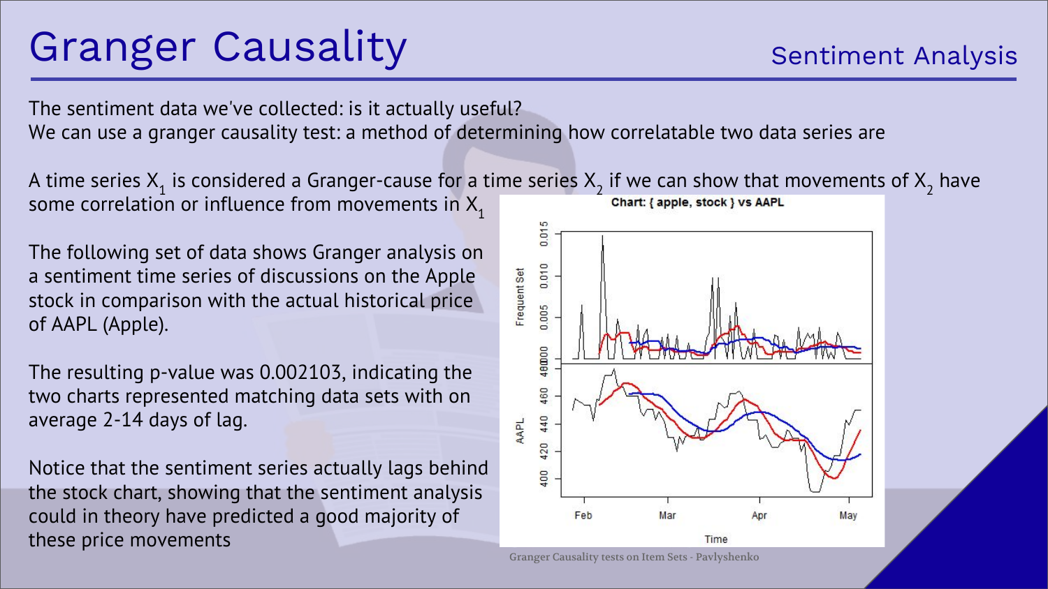# Granger Causality

Sentiment Analysis

The sentiment data we've collected: is it actually useful?
We can use a granger causality test: a method of determining how correlatable two data series are

A time series $X_1$ is considered a Granger-cause for a time series $X_2$ if we can show that movements of $X_2$ have some correlation or influence from movements in $X_1$

The following set of data shows Granger analysis on a sentiment time series of discussions on the Apple stock in comparison with the actual historical price of AAPL (Apple).

The resulting p-value was 0.002103, indicating the two charts represented matching data sets with on average 2-14 days of lag.

Notice that the sentiment series actually lags behind the stock chart, showing that the sentiment analysis could in theory have predicted a good majority of these price movements

Granger Causality tests on Item Sets - Pavlyshenko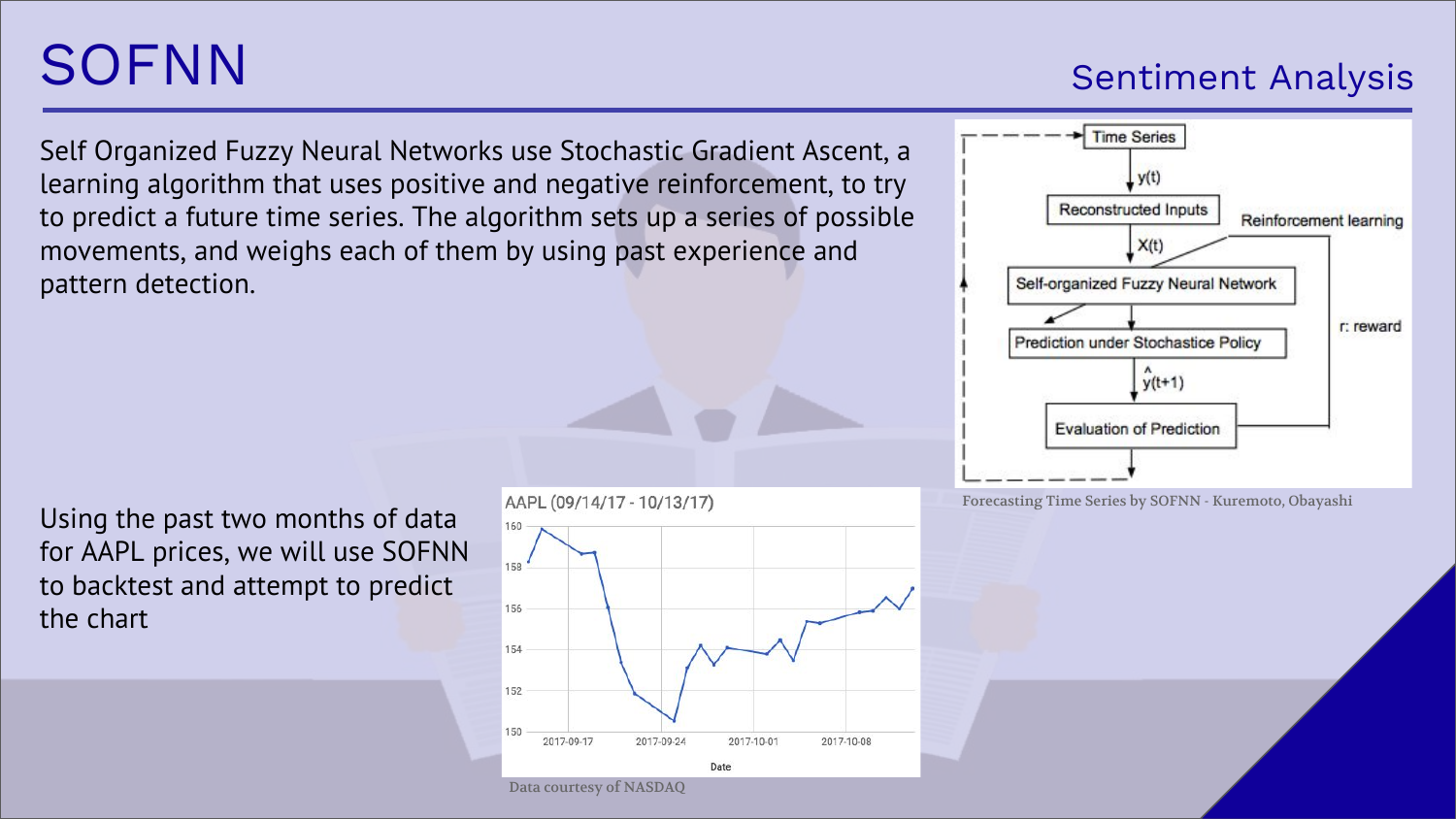# SOFNN

## Sentiment Analysis

Self Organized Fuzzy Neural Networks use Stochastic Gradient Ascent, a learning algorithm that uses positive and negative reinforcement, to try to predict a future time series. The algorithm sets up a series of possible movements, and weighs each of them by using past experience and pattern detection.

Forecasting Time Series by SOFNN - Kuremoto, Obayashi

Using the past two months of data for AAPL prices, we will use SOFNN to backtest and attempt to predict the chart

Data courtesy of NASDAQ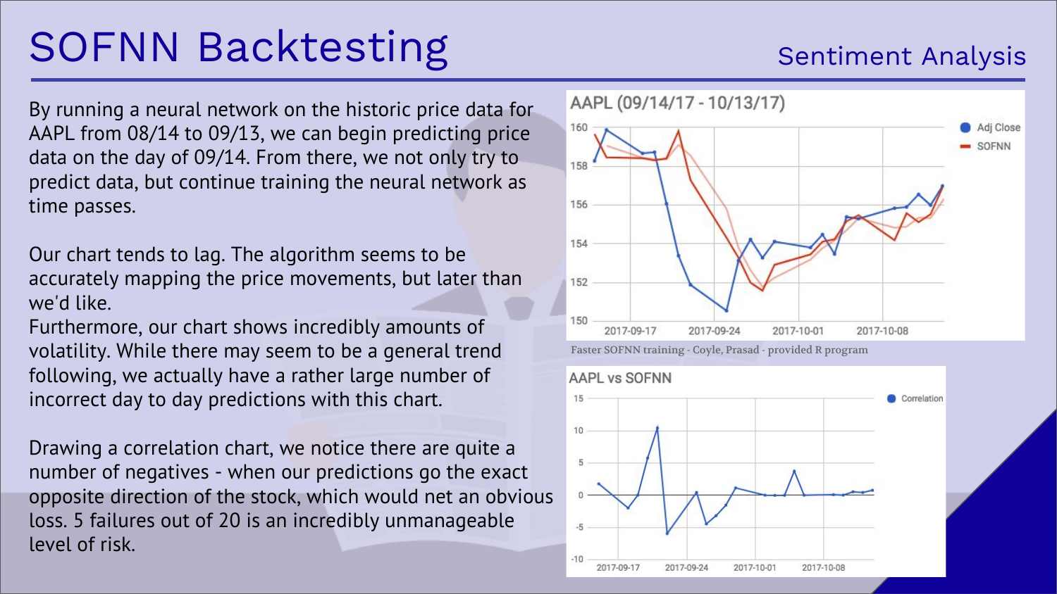# SOFNN Backtesting

## Sentiment Analysis

By running a neural network on the historic price data for AAPL from 08/14 to 09/13, we can begin predicting price data on the day of 09/14. From there, we not only try to predict data, but continue training the neural network as time passes.

Our chart tends to lag. The algorithm seems to be accurately mapping the price movements, but later than we'd like.
Furthermore, our chart shows incredibly amounts of volatility. While there may seem to be a general trend following, we actually have a rather large number of incorrect day to day predictions with this chart.

Drawing a correlation chart, we notice there are quite a number of negatives - when our predictions go the exact opposite direction of the stock, which would net an obvious loss. 5 failures out of 20 is an incredibly unmanageable level of risk.

AAPL (09/14/17 - 10/13/17)

Faster SOFNN training - Coyle, Prasad - provided R program

AAPL vs SOFNN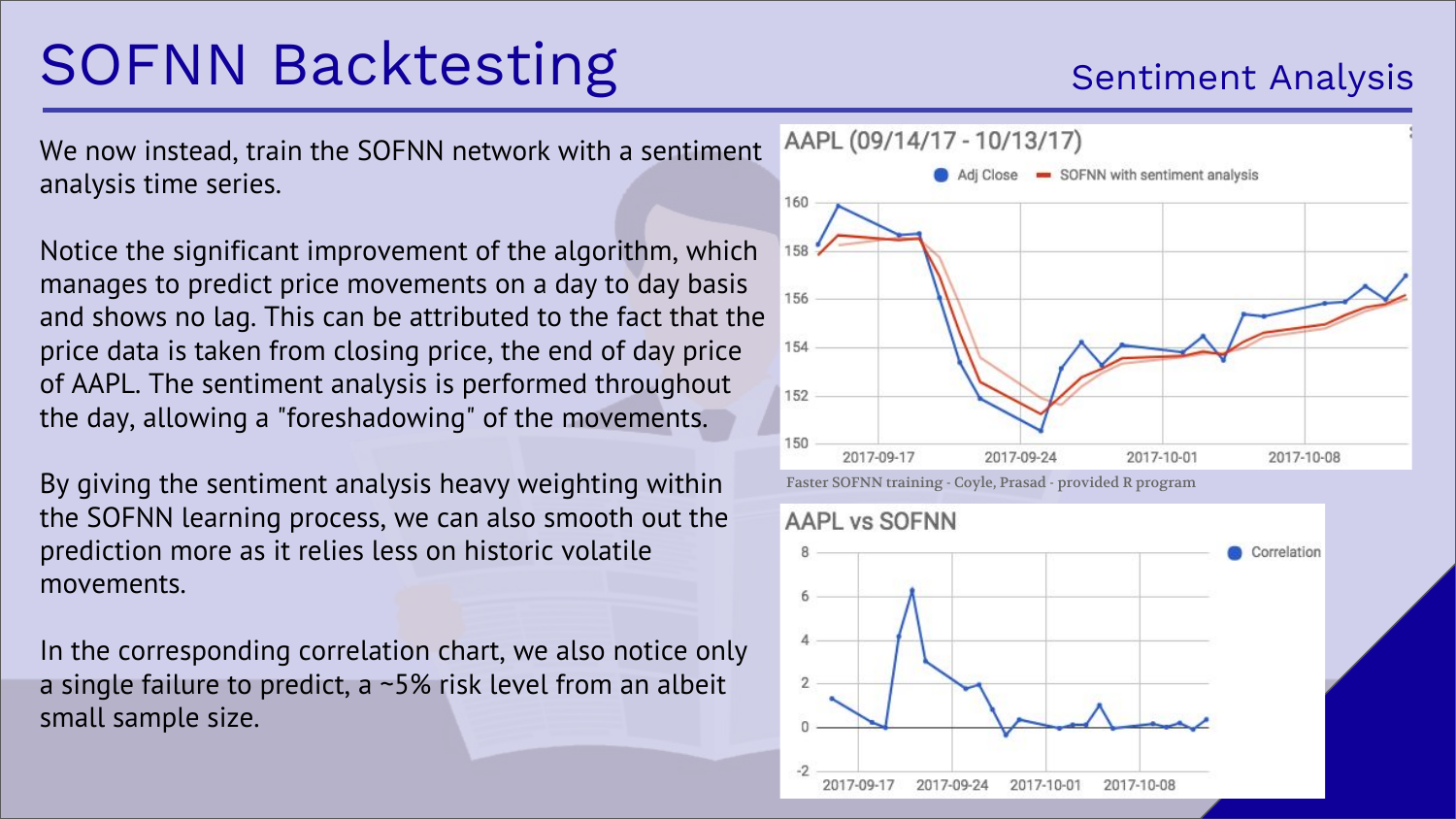# SOFNN Backtesting

## Sentiment Analysis

We now instead, train the SOFNN network with a sentiment analysis time series.

Notice the significant improvement of the algorithm, which manages to predict price movements on a day to day basis and shows no lag. This can be attributed to the fact that the price data is taken from closing price, the end of day price of AAPL. The sentiment analysis is performed throughout the day, allowing a "foreshadowing" of the movements.

By giving the sentiment analysis heavy weighting within the SOFNN learning process, we can also smooth out the prediction more as it relies less on historic volatile movements.

In the corresponding correlation chart, we also notice only a single failure to predict, a ~5% risk level from an albeit small sample size.

Faster SOFNN training - Coyle, Prasad - provided R program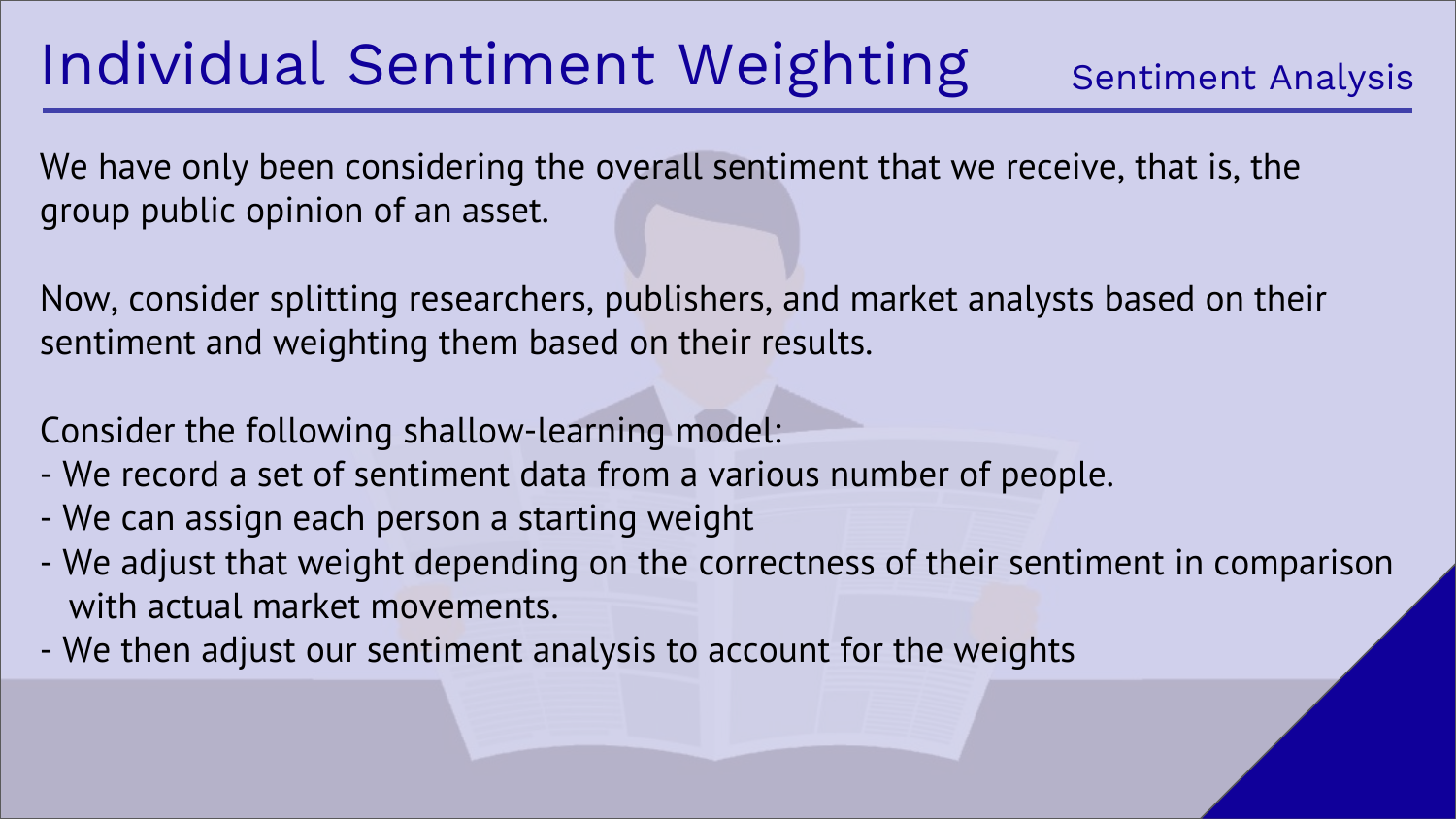# Individual Sentiment Weighting

Sentiment Analysis

We have only been considering the overall sentiment that we receive, that is, the group public opinion of an asset.

Now, consider splitting researchers, publishers, and market analysts based on their sentiment and weighting them based on their results.

Consider the following shallow-learning model:

- We record a set of sentiment data from a various number of people.
- We can assign each person a starting weight
- We adjust that weight depending on the correctness of their sentiment in comparison with actual market movements.
- We then adjust our sentiment analysis to account for the weights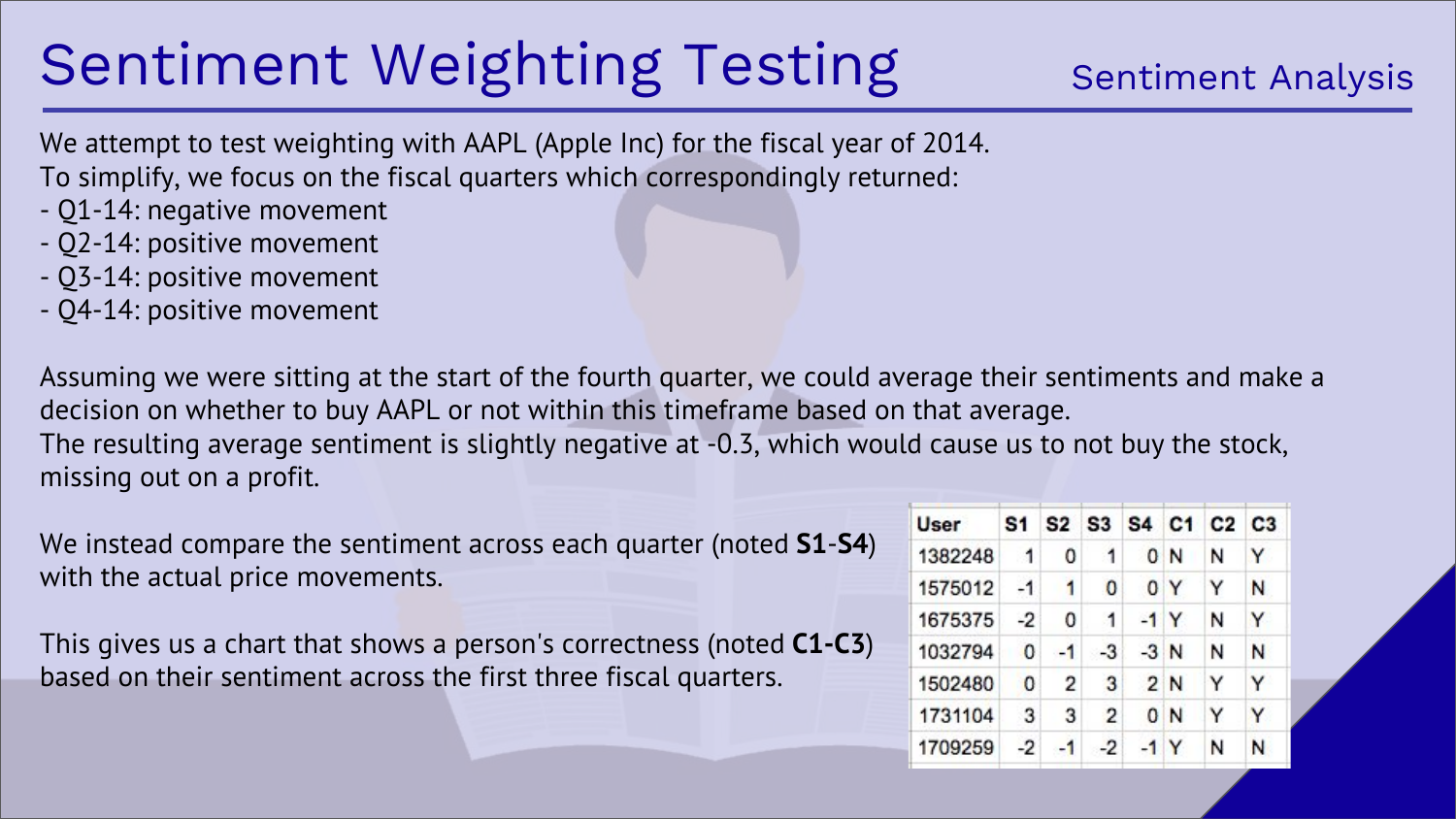# Sentiment Weighting Testing

Sentiment Analysis

We attempt to test weighting with AAPL (Apple Inc) for the fiscal year of 2014.
To simplify, we focus on the fiscal quarters which correspondingly returned:

- Q1-14: negative movement
- Q2-14: positive movement
- Q3-14: positive movement
- Q4-14: positive movement

Assuming we were sitting at the start of the fourth quarter, we could average their sentiments and make a decision on whether to buy AAPL or not within this timeframe based on that average.
The resulting average sentiment is slightly negative at -0.3, which would cause us to not buy the stock, missing out on a profit.

We instead compare the sentiment across each quarter (noted **S1**-**S4**) with the actual price movements.

This gives us a chart that shows a person's correctness (noted **C1-C3**) based on their sentiment across the first three fiscal quarters.

| User | S1 | S2 | S3 | S4 | C1 | C2 | C3 |
|---|---|---|---|---|---|---|---|
| 1382248 | 1 | 0 | 1 | 0 | N | N | Y |
| 1575012 | -1 | 1 | 0 | 0 | Y | Y | N |
| 1675375 | -2 | 0 | 1 | -1 | Y | N | Y |
| 1032794 | 0 | -1 | -3 | -3 | N | N | N |
| 1502480 | 0 | 2 | 3 | 2 | N | Y | Y |
| 1731104 | 3 | 3 | 2 | 0 | N | Y | Y |
| 1709259 | -2 | -1 | -2 | -1 | Y | N | N |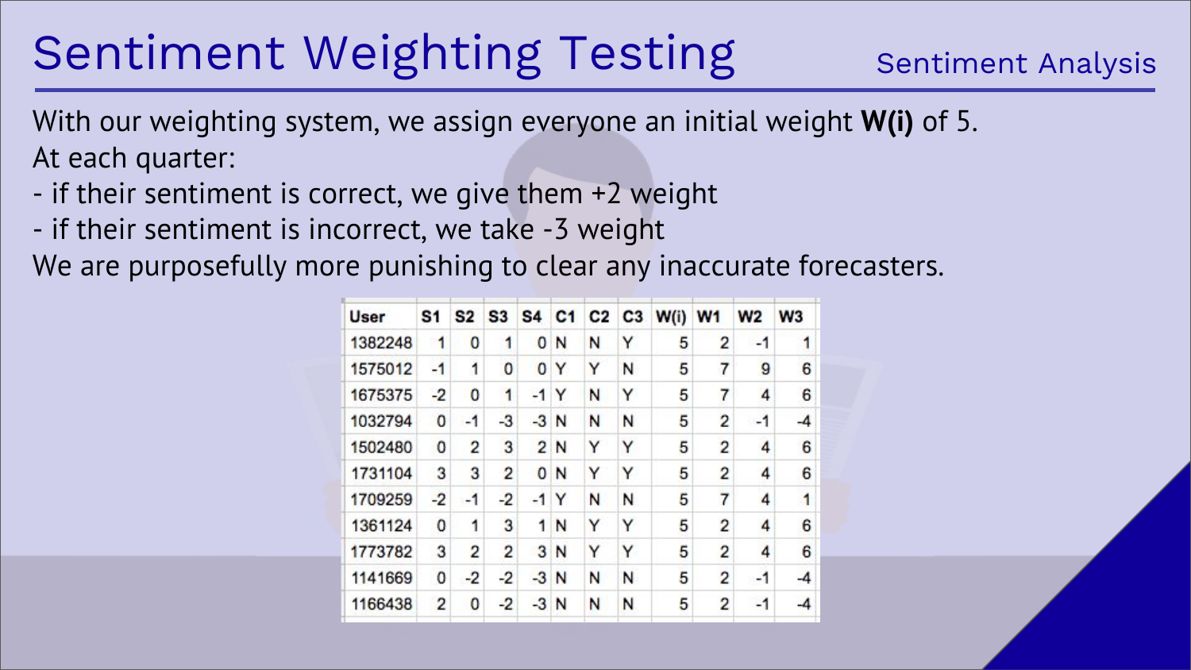# Sentiment Weighting Testing

Sentiment Analysis

With our weighting system, we assign everyone an initial weight **W(i)** of 5.
At each quarter:
- if their sentiment is correct, we give them +2 weight
- if their sentiment is incorrect, we take -3 weight

We are purposefully more punishing to clear any inaccurate forecasters.

| User | S1 | S2 | S3 | S4 | C1 | C2 | C3 | W(i) | W1 | W2 | W3 |
|---|---|---|---|---|---|---|---|---|---|---|---|
| 1382248 | 1 | 0 | 1 | 0 | N | N | Y | 5 | 2 | -1 | 1 |
| 1575012 | -1 | 1 | 0 | 0 | Y | Y | N | 5 | 7 | 9 | 6 |
| 1675375 | -2 | 0 | 1 | -1 | Y | N | Y | 5 | 7 | 4 | 6 |
| 1032794 | 0 | -1 | -3 | -3 | N | N | N | 5 | 2 | -1 | -4 |
| 1502480 | 0 | 2 | 3 | 2 | N | Y | Y | 5 | 2 | 4 | 6 |
| 1731104 | 3 | 3 | 2 | 0 | N | Y | Y | 5 | 2 | 4 | 6 |
| 1709259 | -2 | -1 | -2 | -1 | Y | N | N | 5 | 7 | 4 | 1 |
| 1361124 | 0 | 1 | 3 | 1 | N | Y | Y | 5 | 2 | 4 | 6 |
| 1773782 | 3 | 2 | 2 | 3 | N | Y | Y | 5 | 2 | 4 | 6 |
| 1141669 | 0 | -2 | -2 | -3 | N | N | N | 5 | 2 | -1 | -4 |
| 1166438 | 2 | 0 | -2 | -3 | N | N | N | 5 | 2 | -1 | -4 |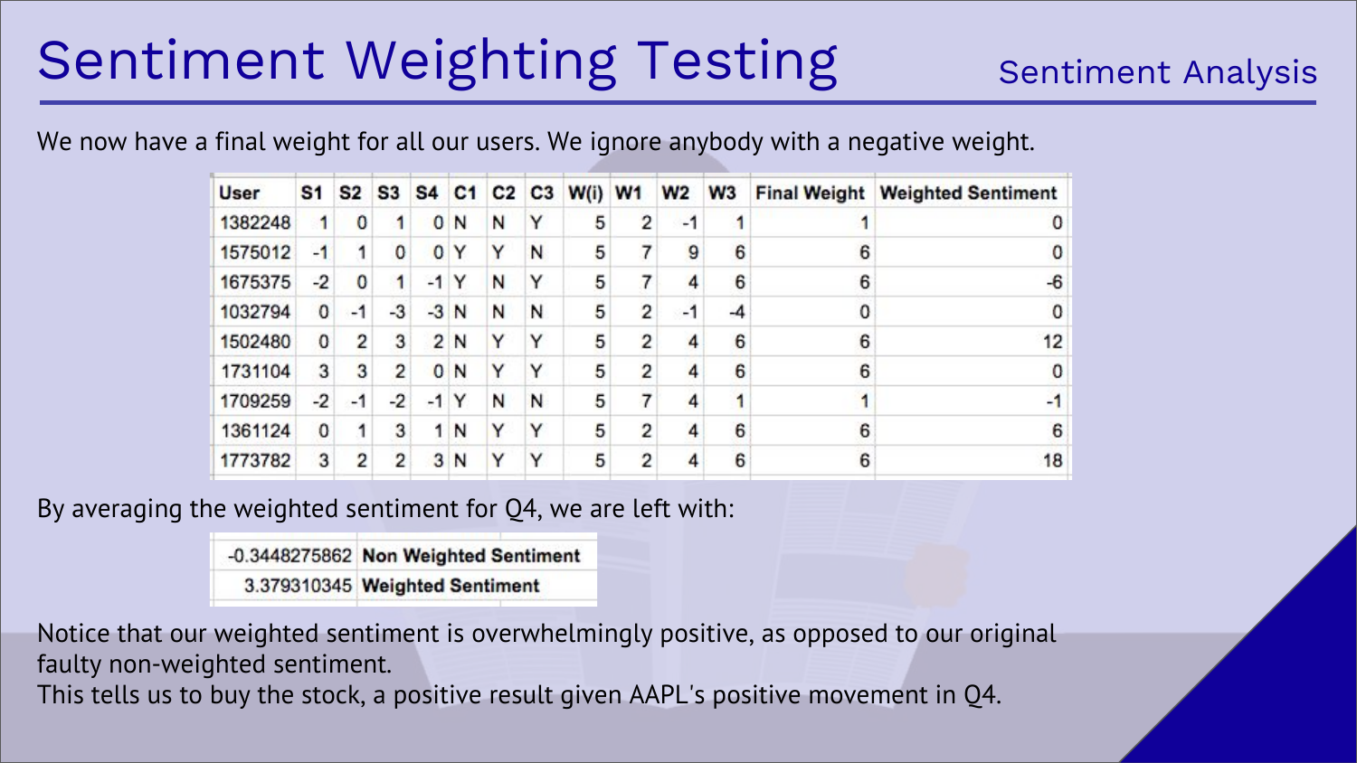# Sentiment Weighting Testing

Sentiment Analysis

We now have a final weight for all our users. We ignore anybody with a negative weight.

| User | S1 | S2 | S3 | S4 | C1 | C2 | C3 | W(i) | W1 | W2 | W3 | Final Weight | Weighted Sentiment |
|---|---|---|---|---|---|---|---|---|---|---|---|---|---|
| 1382248 | 1 | 0 | 1 | 0 | N | N | Y | 5 | 2 | -1 | 1 | 1 | 0 |
| 1575012 | -1 | 1 | 0 | 0 | Y | Y | N | 5 | 7 | 9 | 6 | 6 | 0 |
| 1675375 | -2 | 0 | 1 | -1 | Y | N | Y | 5 | 7 | 4 | 6 | 6 | -6 |
| 1032794 | 0 | -1 | -3 | -3 | N | N | N | 5 | 2 | -1 | -4 | 0 | 0 |
| 1502480 | 0 | 2 | 3 | 2 | N | Y | Y | 5 | 2 | 4 | 6 | 6 | 12 |
| 1731104 | 3 | 3 | 2 | 0 | N | Y | Y | 5 | 2 | 4 | 6 | 6 | 0 |
| 1709259 | -2 | -1 | -2 | -1 | Y | N | N | 5 | 7 | 4 | 1 | 1 | -1 |
| 1361124 | 0 | 1 | 3 | 1 | N | Y | Y | 5 | 2 | 4 | 6 | 6 | 6 |
| 1773782 | 3 | 2 | 2 | 3 | N | Y | Y | 5 | 2 | 4 | 6 | 6 | 18 |

By averaging the weighted sentiment for Q4, we are left with:

| | |
|---|---|
| -0.3448275862 | **Non Weighted Sentiment** |
| 3.379310345 | **Weighted Sentiment** |

Notice that our weighted sentiment is overwhelmingly positive, as opposed to our original faulty non-weighted sentiment.
This tells us to buy the stock, a positive result given AAPL's positive movement in Q4.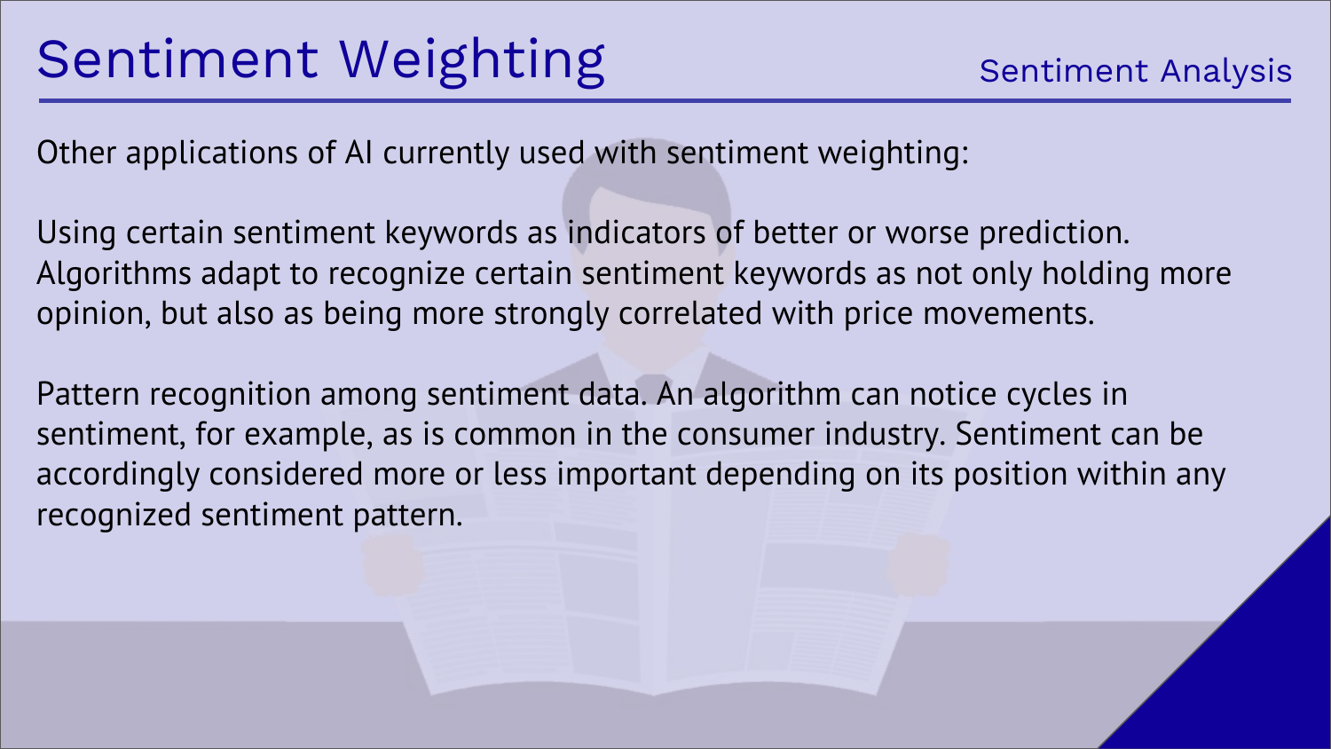# Sentiment Weighting

Sentiment Analysis

Other applications of AI currently used with sentiment weighting:

Using certain sentiment keywords as indicators of better or worse prediction. Algorithms adapt to recognize certain sentiment keywords as not only holding more opinion, but also as being more strongly correlated with price movements.

Pattern recognition among sentiment data. An algorithm can notice cycles in sentiment, for example, as is common in the consumer industry. Sentiment can be accordingly considered more or less important depending on its position within any recognized sentiment pattern.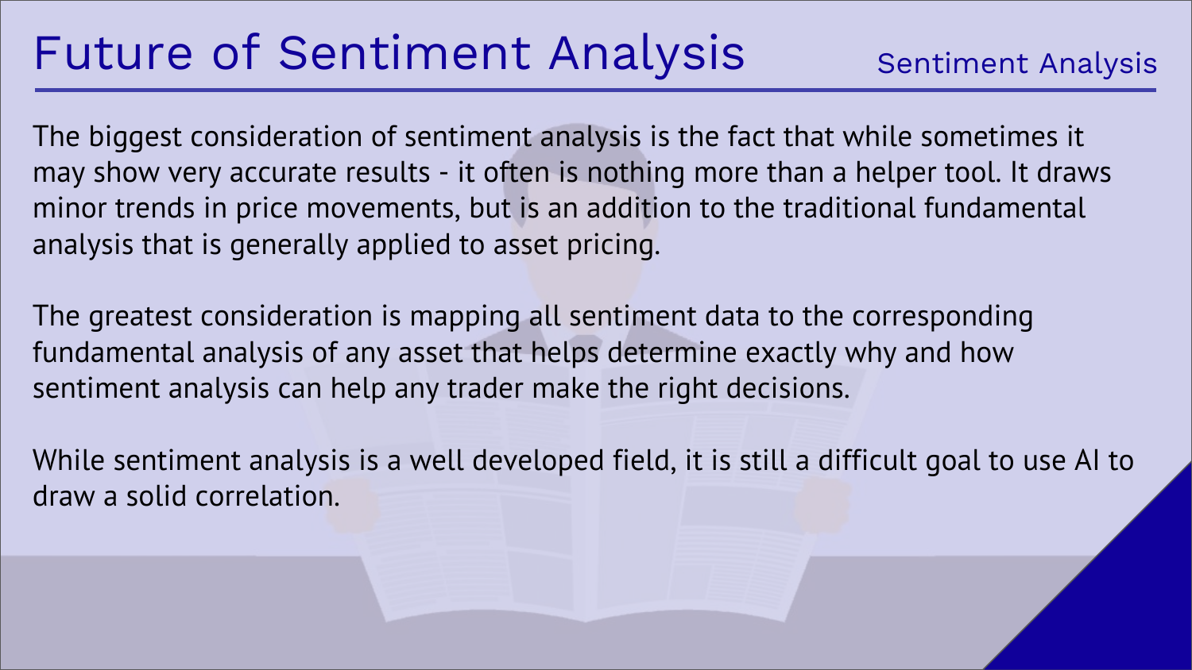# Future of Sentiment Analysis

The biggest consideration of sentiment analysis is the fact that while sometimes it may show very accurate results - it often is nothing more than a helper tool. It draws minor trends in price movements, but is an addition to the traditional fundamental analysis that is generally applied to asset pricing.

The greatest consideration is mapping all sentiment data to the corresponding fundamental analysis of any asset that helps determine exactly why and how sentiment analysis can help any trader make the right decisions.

While sentiment analysis is a well developed field, it is still a difficult goal to use AI to draw a solid correlation.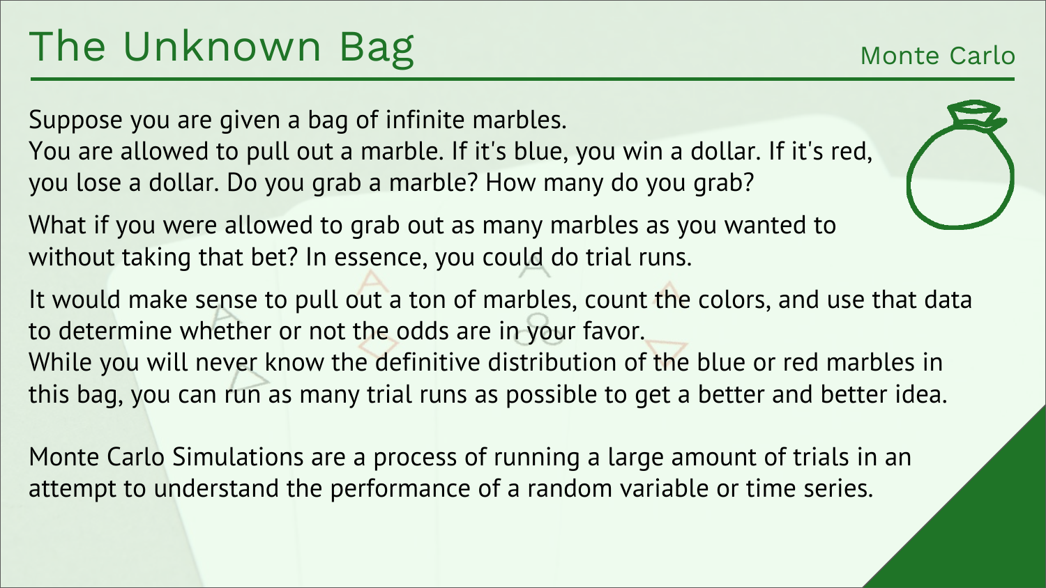# The Unknown Bag

## Monte Carlo

Suppose you are given a bag of infinite marbles.
You are allowed to pull out a marble. If it's blue, you win a dollar. If it's red, you lose a dollar. Do you grab a marble? How many do you grab?

What if you were allowed to grab out as many marbles as you wanted to without taking that bet? In essence, you could do trial runs.

It would make sense to pull out a ton of marbles, count the colors, and use that data to determine whether or not the odds are in your favor.
While you will never know the definitive distribution of the blue or red marbles in this bag, you can run as many trial runs as possible to get a better and better idea.

Monte Carlo Simulations are a process of running a large amount of trials in an attempt to understand the performance of a random variable or time series.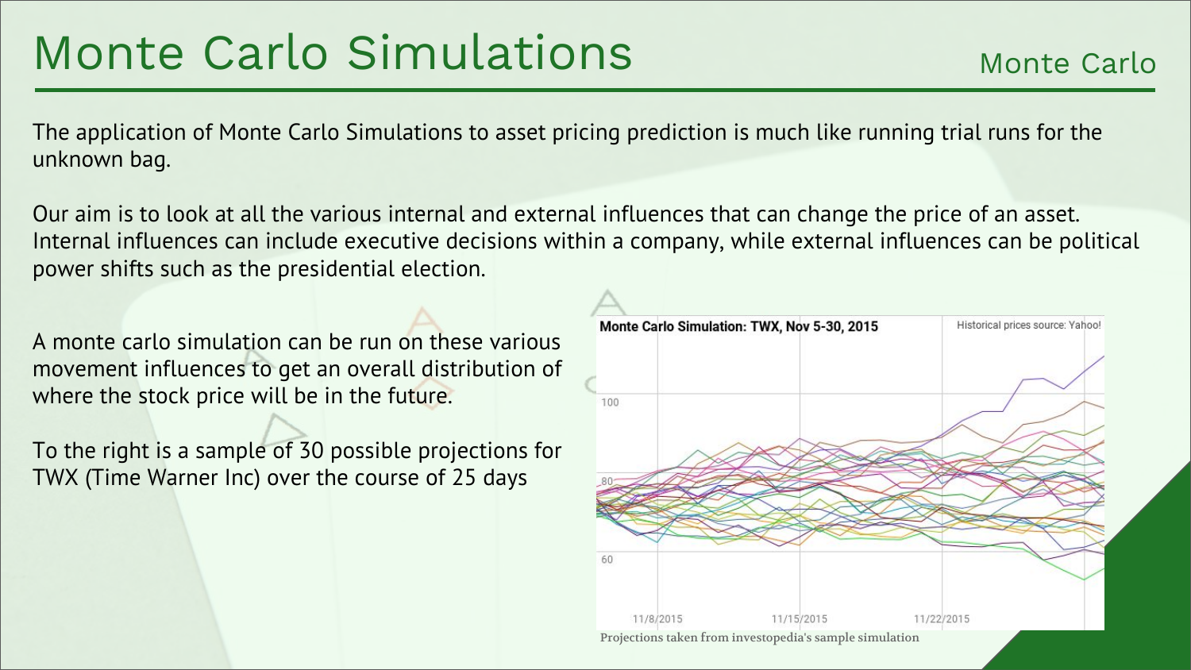# Monte Carlo Simulations

The application of Monte Carlo Simulations to asset pricing prediction is much like running trial runs for the unknown bag.

Our aim is to look at all the various internal and external influences that can change the price of an asset. Internal influences can include executive decisions within a company, while external influences can be political power shifts such as the presidential election.

A monte carlo simulation can be run on these various movement influences to get an overall distribution of where the stock price will be in the future.

To the right is a sample of 30 possible projections for TWX (Time Warner Inc) over the course of 25 days

Projections taken from investopedia's sample simulation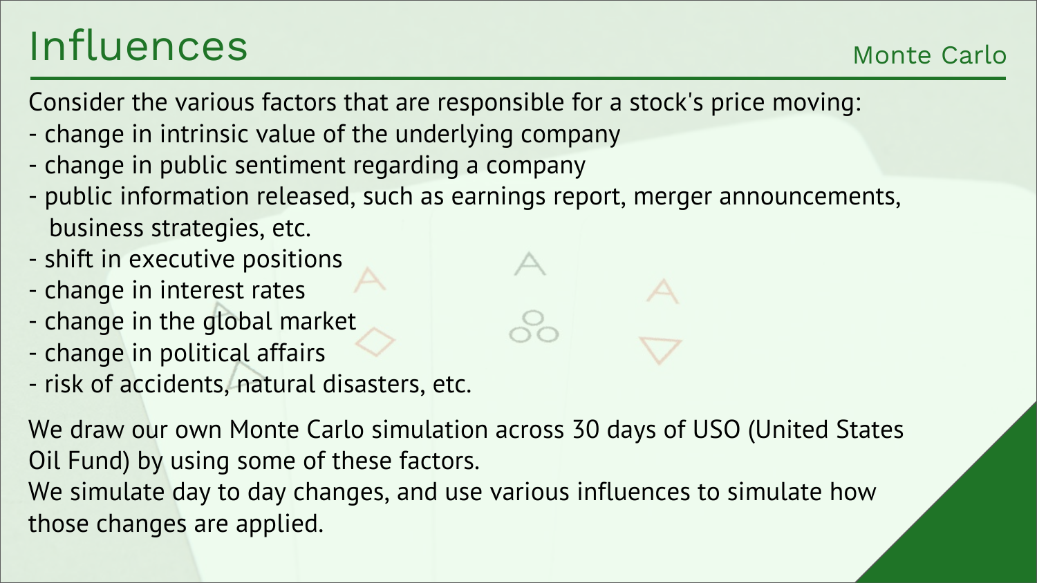# Influences

Monte Carlo

Consider the various factors that are responsible for a stock's price moving:

- change in intrinsic value of the underlying company
- change in public sentiment regarding a company
- public information released, such as earnings report, merger announcements, business strategies, etc.
- shift in executive positions
- change in interest rates
- change in the global market
- change in political affairs
- risk of accidents, natural disasters, etc.

We draw our own Monte Carlo simulation across 30 days of USO (United States Oil Fund) by using some of these factors.
We simulate day to day changes, and use various influences to simulate how those changes are applied.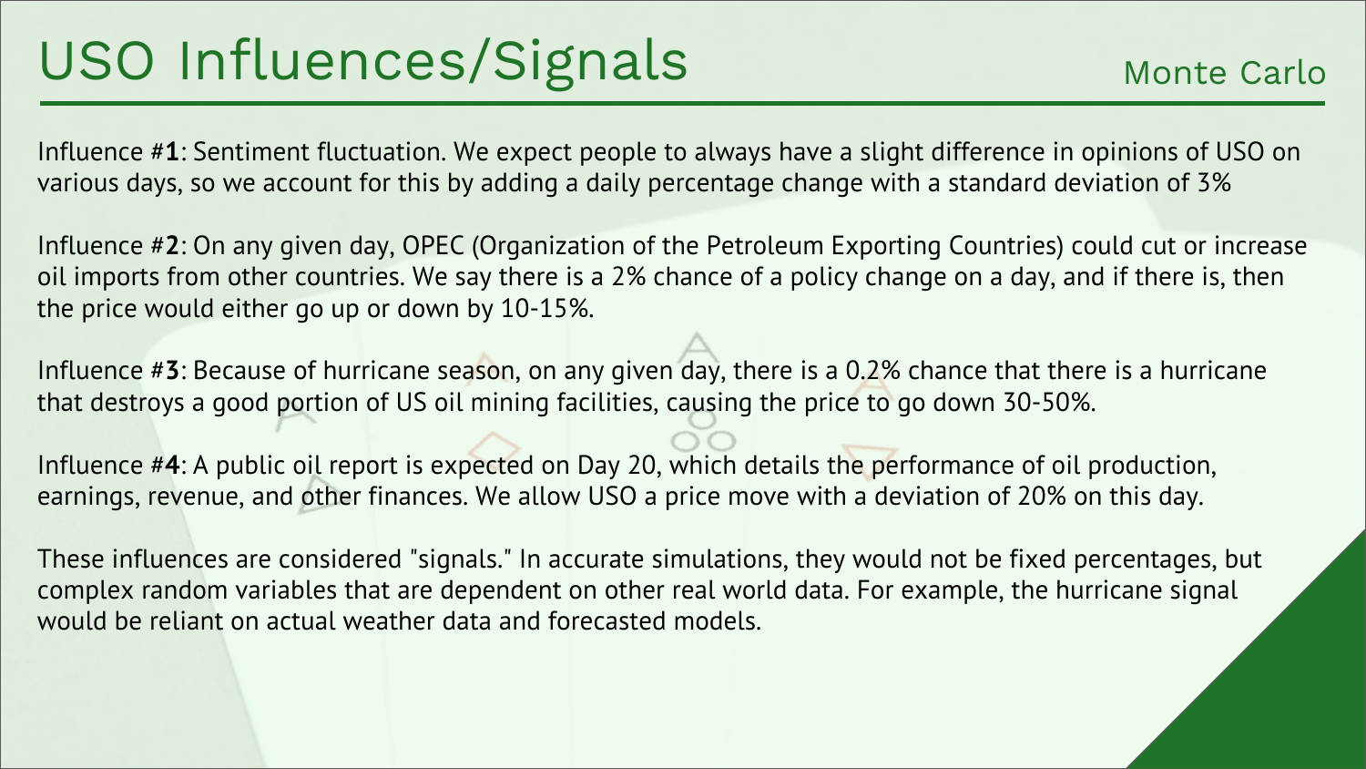# USO Influences/Signals

Monte Carlo

Influence #**1**: Sentiment fluctuation. We expect people to always have a slight difference in opinions of USO on various days, so we account for this by adding a daily percentage change with a standard deviation of 3%

Influence #**2**: On any given day, OPEC (Organization of the Petroleum Exporting Countries) could cut or increase oil imports from other countries. We say there is a 2% chance of a policy change on a day, and if there is, then the price would either go up or down by 10-15%.

Influence #**3**: Because of hurricane season, on any given day, there is a 0.2% chance that there is a hurricane that destroys a good portion of US oil mining facilities, causing the price to go down 30-50%.

Influence #**4**: A public oil report is expected on Day 20, which details the performance of oil production, earnings, revenue, and other finances. We allow USO a price move with a deviation of 20% on this day.

These influences are considered "signals." In accurate simulations, they would not be fixed percentages, but complex random variables that are dependent on other real world data. For example, the hurricane signal would be reliant on actual weather data and forecasted models.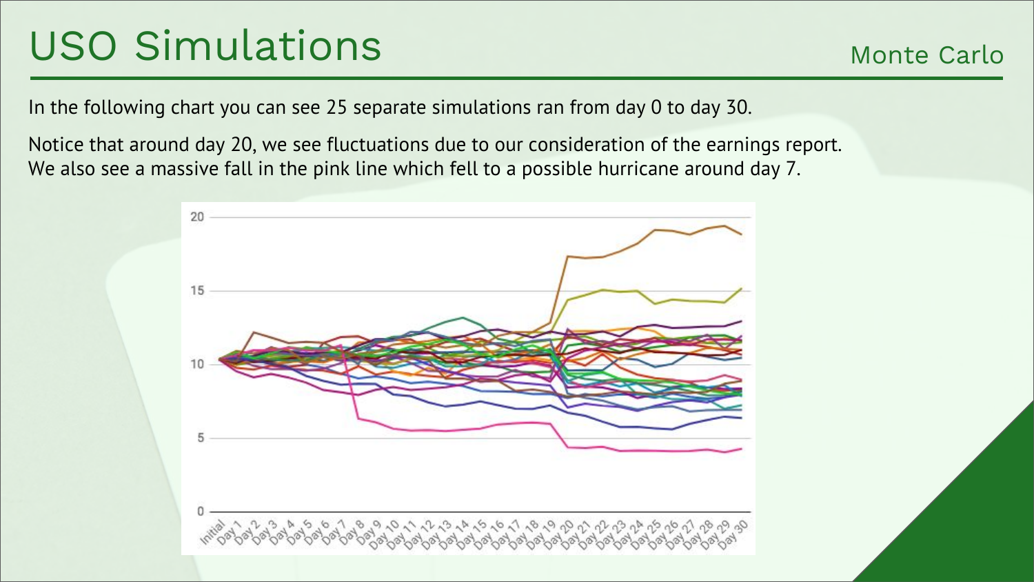# USO Simulations

Monte Carlo

In the following chart you can see 25 separate simulations ran from day 0 to day 30.

Notice that around day 20, we see fluctuations due to our consideration of the earnings report. We also see a massive fall in the pink line which fell to a possible hurricane around day 7.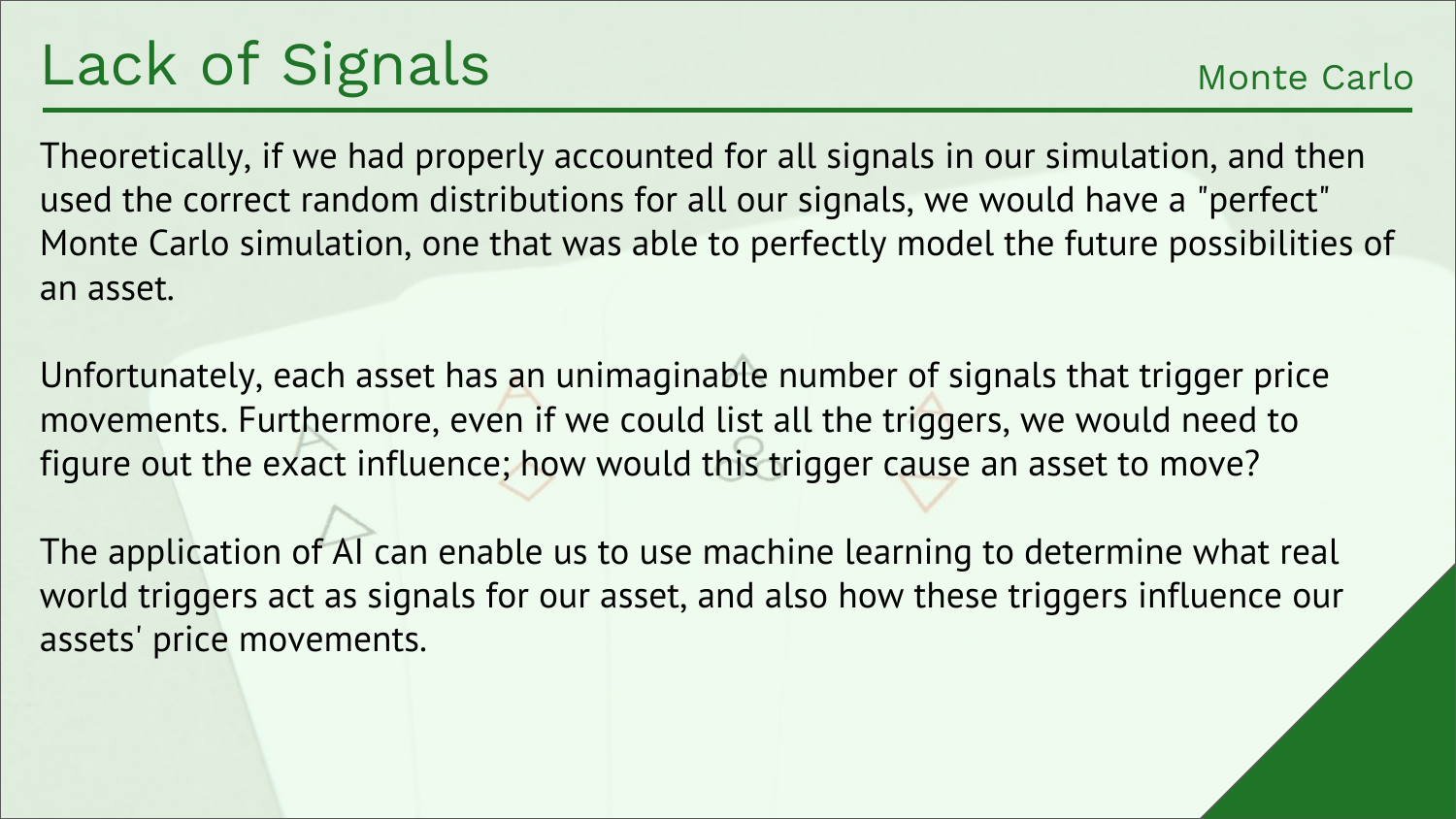# Lack of Signals

Monte Carlo

Theoretically, if we had properly accounted for all signals in our simulation, and then used the correct random distributions for all our signals, we would have a "perfect" Monte Carlo simulation, one that was able to perfectly model the future possibilities of an asset.

Unfortunately, each asset has an unimaginable number of signals that trigger price movements. Furthermore, even if we could list all the triggers, we would need to figure out the exact influence; how would this trigger cause an asset to move?

The application of AI can enable us to use machine learning to determine what real world triggers act as signals for our asset, and also how these triggers influence our assets' price movements.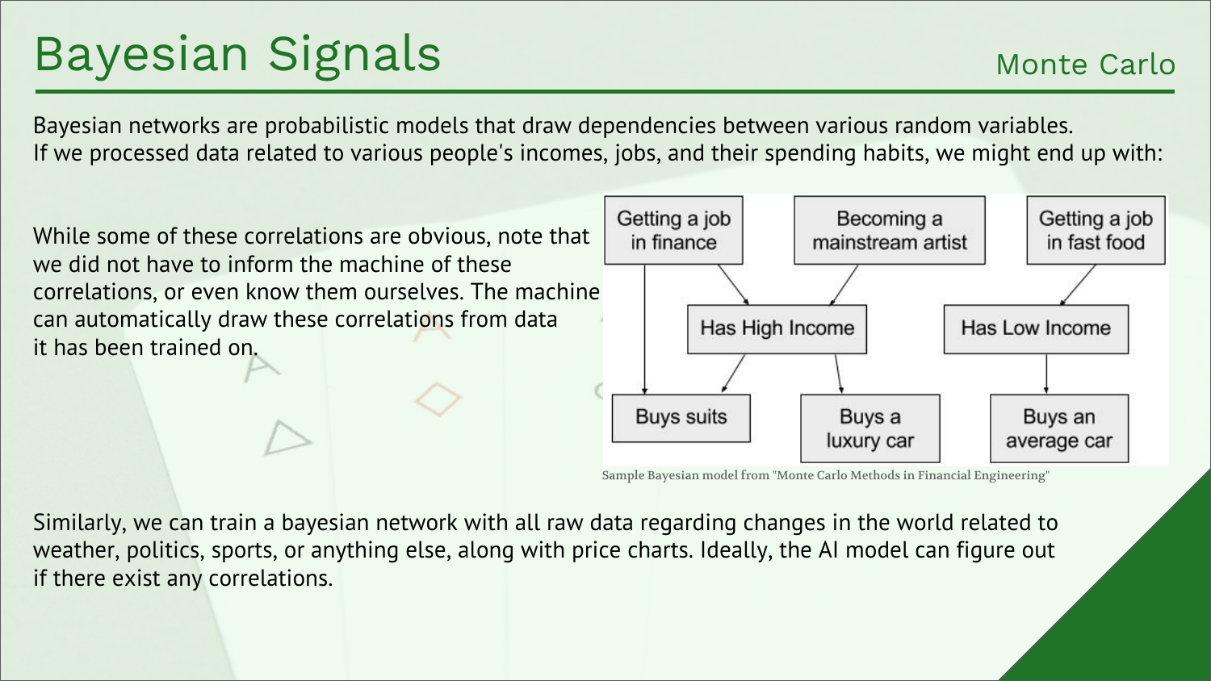# Bayesian Signals

Monte Carlo

Bayesian networks are probabilistic models that draw dependencies between various random variables. If we processed data related to various people's incomes, jobs, and their spending habits, we might end up with:

While some of these correlations are obvious, note that we did not have to inform the machine of these correlations, or even know them ourselves. The machine can automatically draw these correlations from data it has been trained on.

Getting a job in finance | Becoming a mainstream artist | Getting a job in fast food | Has High Income | Has Low Income | Buys suits | Buys a luxury car | Buys an average car

Sample Bayesian model from "Monte Carlo Methods in Financial Engineering"

Similarly, we can train a bayesian network with all raw data regarding changes in the world related to weather, politics, sports, or anything else, along with price charts. Ideally, the AI model can figure out if there exist any correlations.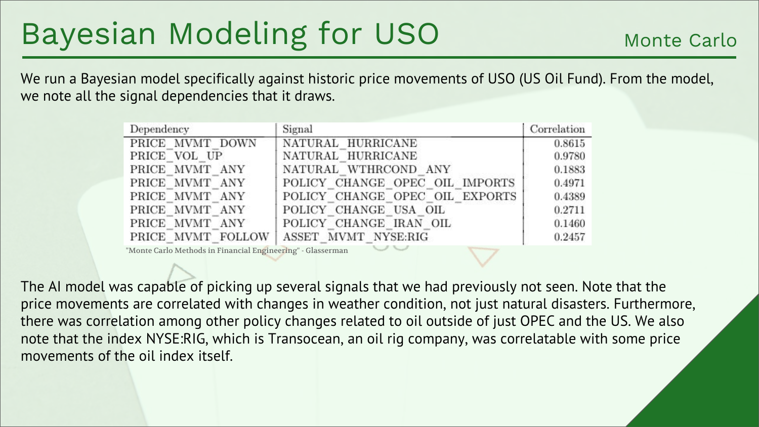# Bayesian Modeling for USO

Monte Carlo

We run a Bayesian model specifically against historic price movements of USO (US Oil Fund). From the model, we note all the signal dependencies that it draws.

| Dependency | Signal | Correlation |
|---|---|---|
| PRICE_MVMT_DOWN | NATURAL_HURRICANE | 0.8615 |
| PRICE_VOL_UP | NATURAL_HURRICANE | 0.9780 |
| PRICE_MVMT_ANY | NATURAL_WTHRCOND_ANY | 0.1883 |
| PRICE_MVMT_ANY | POLICY_CHANGE_OPEC_OIL_IMPORTS | 0.4971 |
| PRICE_MVMT_ANY | POLICY_CHANGE_OPEC_OIL_EXPORTS | 0.4389 |
| PRICE_MVMT_ANY | POLICY_CHANGE_USA_OIL | 0.2711 |
| PRICE_MVMT_ANY | POLICY_CHANGE_IRAN_OIL | 0.1460 |
| PRICE_MVMT_FOLLOW | ASSET_MVMT_NYSE:RIG | 0.2457 |

"Monte Carlo Methods in Financial Engineering" - Glasserman

The AI model was capable of picking up several signals that we had previously not seen. Note that the price movements are correlated with changes in weather condition, not just natural disasters. Furthermore, there was correlation among other policy changes related to oil outside of just OPEC and the US. We also note that the index NYSE:RIG, which is Transocean, an oil rig company, was correlatable with some price movements of the oil index itself.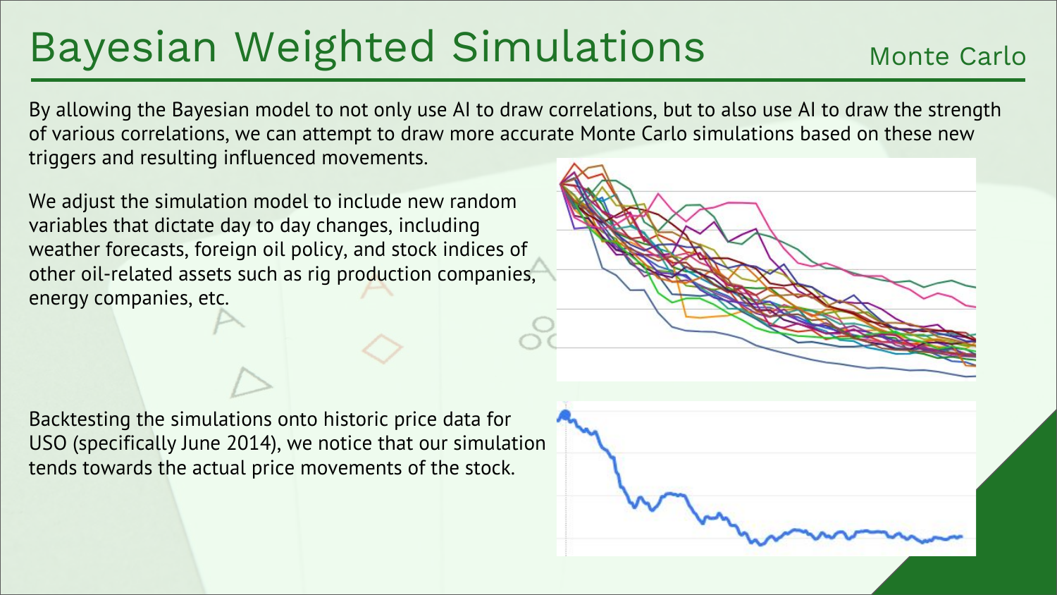# Bayesian Weighted Simulations

Monte Carlo

By allowing the Bayesian model to not only use AI to draw correlations, but to also use AI to draw the strength of various correlations, we can attempt to draw more accurate Monte Carlo simulations based on these new triggers and resulting influenced movements.

We adjust the simulation model to include new random variables that dictate day to day changes, including weather forecasts, foreign oil policy, and stock indices of other oil-related assets such as rig production companies, energy companies, etc.

Backtesting the simulations onto historic price data for USO (specifically June 2014), we notice that our simulation tends towards the actual price movements of the stock.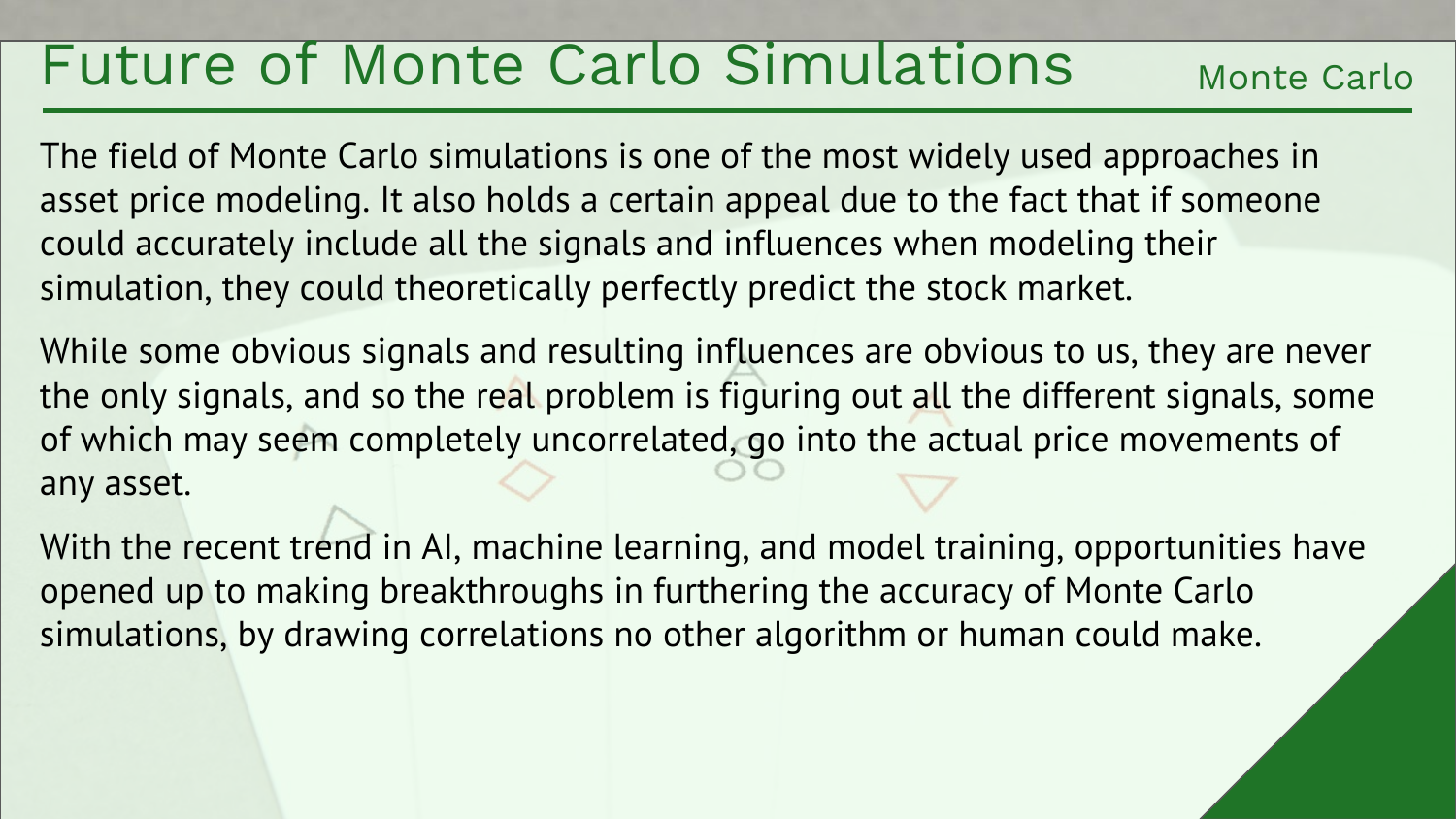# Future of Monte Carlo Simulations

The field of Monte Carlo simulations is one of the most widely used approaches in asset price modeling. It also holds a certain appeal due to the fact that if someone could accurately include all the signals and influences when modeling their simulation, they could theoretically perfectly predict the stock market.

While some obvious signals and resulting influences are obvious to us, they are never the only signals, and so the real problem is figuring out all the different signals, some of which may seem completely uncorrelated, go into the actual price movements of any asset.

With the recent trend in AI, machine learning, and model training, opportunities have opened up to making breakthroughs in furthering the accuracy of Monte Carlo simulations, by drawing correlations no other algorithm or human could make.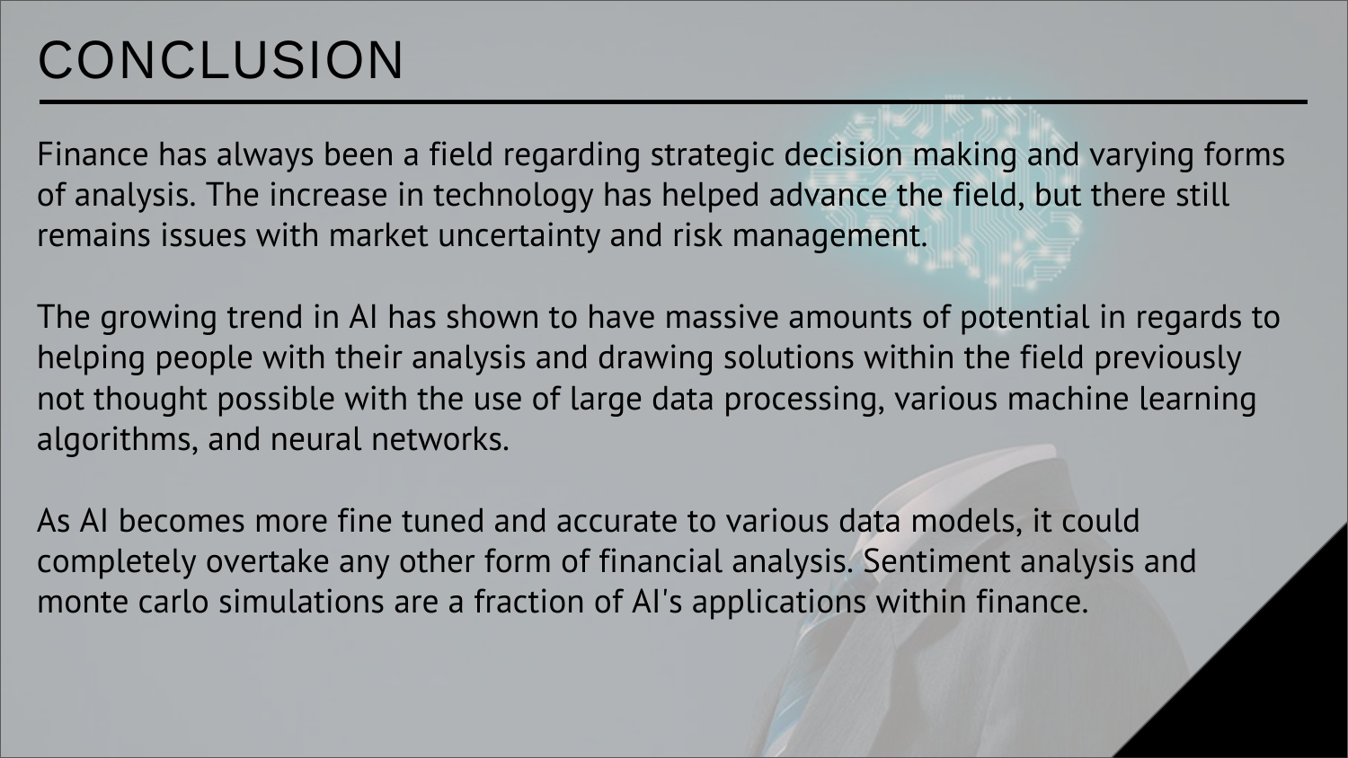# CONCLUSION

Finance has always been a field regarding strategic decision making and varying forms of analysis. The increase in technology has helped advance the field, but there still remains issues with market uncertainty and risk management.

The growing trend in AI has shown to have massive amounts of potential in regards to helping people with their analysis and drawing solutions within the field previously not thought possible with the use of large data processing, various machine learning algorithms, and neural networks.

As AI becomes more fine tuned and accurate to various data models, it could completely overtake any other form of financial analysis. Sentiment analysis and monte carlo simulations are a fraction of AI's applications within finance.